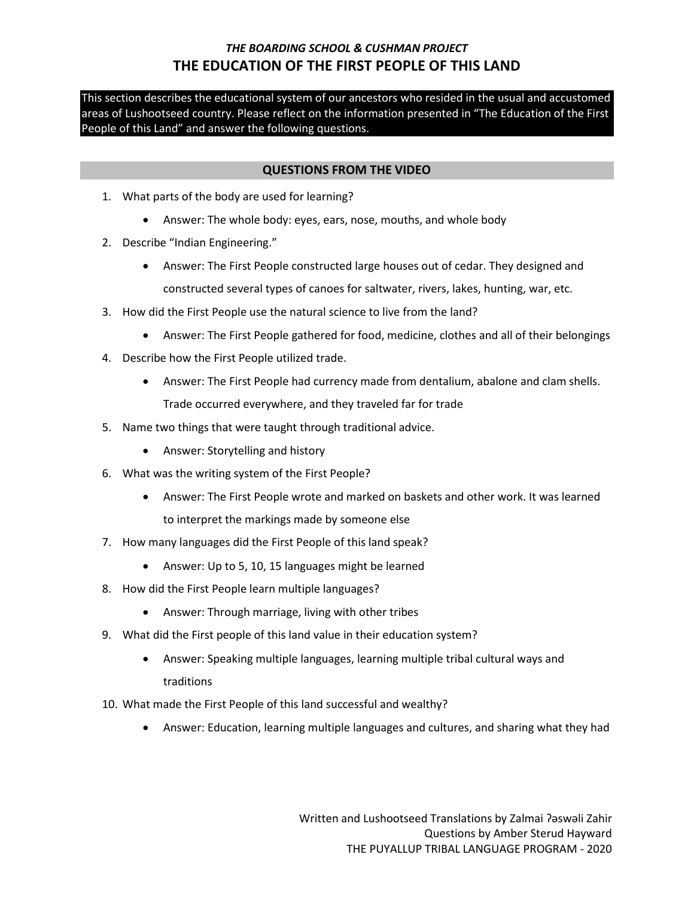***THE BOARDING SCHOOL & CUSHMAN PROJECT***

# THE EDUCATION OF THE FIRST PEOPLE OF THIS LAND

This section describes the educational system of our ancestors who resided in the usual and accustomed areas of Lushootseed country. Please reflect on the information presented in "The Education of the First People of this Land" and answer the following questions.

## QUESTIONS FROM THE VIDEO

1. What parts of the body are used for learning?
   - Answer: The whole body: eyes, ears, nose, mouths, and whole body
2. Describe "Indian Engineering."
   - Answer: The First People constructed large houses out of cedar. They designed and constructed several types of canoes for saltwater, rivers, lakes, hunting, war, etc.
3. How did the First People use the natural science to live from the land?
   - Answer: The First People gathered for food, medicine, clothes and all of their belongings
4. Describe how the First People utilized trade.
   - Answer: The First People had currency made from dentalium, abalone and clam shells. Trade occurred everywhere, and they traveled far for trade
5. Name two things that were taught through traditional advice.
   - Answer: Storytelling and history
6. What was the writing system of the First People?
   - Answer: The First People wrote and marked on baskets and other work. It was learned to interpret the markings made by someone else
7. How many languages did the First People of this land speak?
   - Answer: Up to 5, 10, 15 languages might be learned
8. How did the First People learn multiple languages?
   - Answer: Through marriage, living with other tribes
9. What did the First people of this land value in their education system?
   - Answer: Speaking multiple languages, learning multiple tribal cultural ways and traditions
10. What made the First People of this land successful and wealthy?
    - Answer: Education, learning multiple languages and cultures, and sharing what they had

Written and Lushootseed Translations by Zalmai ʔəswəli Zahir
Questions by Amber Sterud Hayward
THE PUYALLUP TRIBAL LANGUAGE PROGRAM - 2020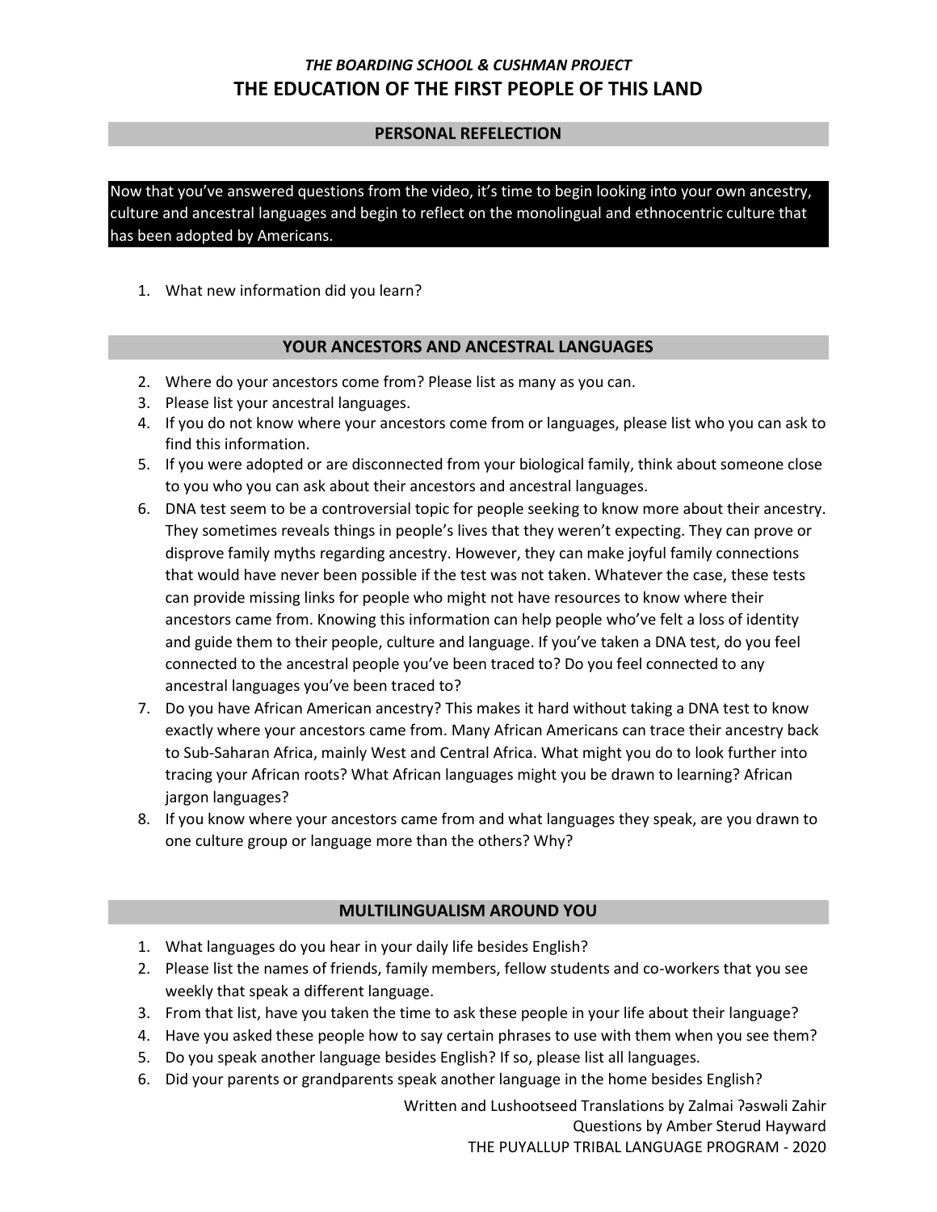### *THE BOARDING SCHOOL & CUSHMAN PROJECT*

# THE EDUCATION OF THE FIRST PEOPLE OF THIS LAND

## PERSONAL REFELECTION

Now that you've answered questions from the video, it's time to begin looking into your own ancestry, culture and ancestral languages and begin to reflect on the monolingual and ethnocentric culture that has been adopted by Americans.

1. What new information did you learn?

## YOUR ANCESTORS AND ANCESTRAL LANGUAGES

2. Where do your ancestors come from? Please list as many as you can.
3. Please list your ancestral languages.
4. If you do not know where your ancestors come from or languages, please list who you can ask to find this information.
5. If you were adopted or are disconnected from your biological family, think about someone close to you who you can ask about their ancestors and ancestral languages.
6. DNA test seem to be a controversial topic for people seeking to know more about their ancestry. They sometimes reveals things in people's lives that they weren't expecting. They can prove or disprove family myths regarding ancestry. However, they can make joyful family connections that would have never been possible if the test was not taken. Whatever the case, these tests can provide missing links for people who might not have resources to know where their ancestors came from. Knowing this information can help people who've felt a loss of identity and guide them to their people, culture and language. If you've taken a DNA test, do you feel connected to the ancestral people you've been traced to? Do you feel connected to any ancestral languages you've been traced to?
7. Do you have African American ancestry? This makes it hard without taking a DNA test to know exactly where your ancestors came from. Many African Americans can trace their ancestry back to Sub-Saharan Africa, mainly West and Central Africa. What might you do to look further into tracing your African roots? What African languages might you be drawn to learning? African jargon languages?
8. If you know where your ancestors came from and what languages they speak, are you drawn to one culture group or language more than the others? Why?

## MULTILINGUALISM AROUND YOU

1. What languages do you hear in your daily life besides English?
2. Please list the names of friends, family members, fellow students and co-workers that you see weekly that speak a different language.
3. From that list, have you taken the time to ask these people in your life about their language?
4. Have you asked these people how to say certain phrases to use with them when you see them?
5. Do you speak another language besides English? If so, please list all languages.
6. Did your parents or grandparents speak another language in the home besides English?

Written and Lushootseed Translations by Zalmai ʔəswəli Zahir
Questions by Amber Sterud Hayward
THE PUYALLUP TRIBAL LANGUAGE PROGRAM - 2020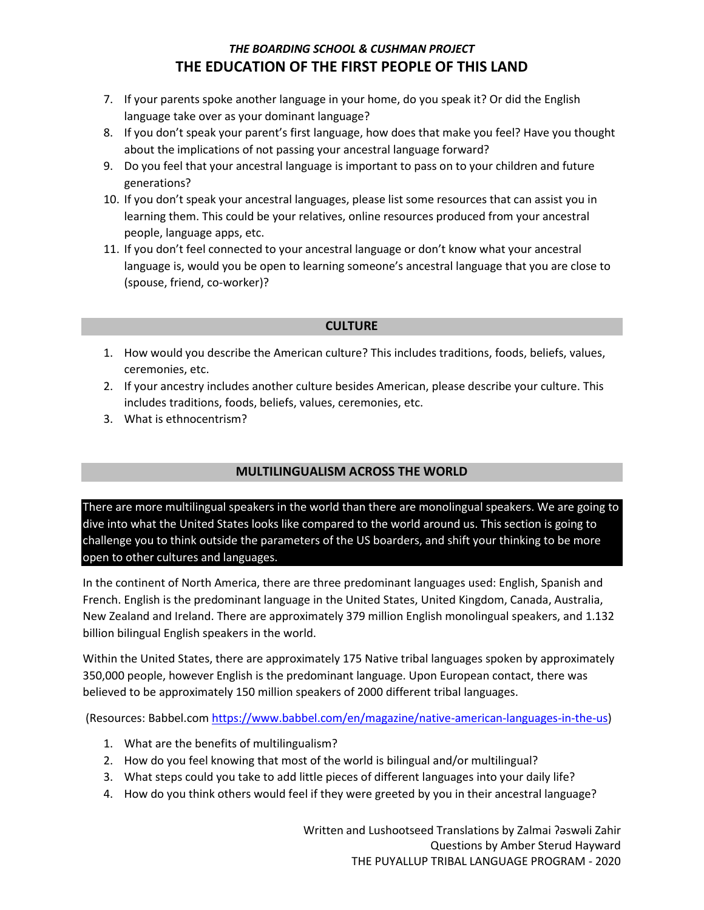7. If your parents spoke another language in your home, do you speak it? Or did the English language take over as your dominant language?
8. If you don't speak your parent's first language, how does that make you feel? Have you thought about the implications of not passing your ancestral language forward?
9. Do you feel that your ancestral language is important to pass on to your children and future generations?
10. If you don't speak your ancestral languages, please list some resources that can assist you in learning them. This could be your relatives, online resources produced from your ancestral people, language apps, etc.
11. If you don't feel connected to your ancestral language or don't know what your ancestral language is, would you be open to learning someone's ancestral language that you are close to (spouse, friend, co-worker)?

## CULTURE

1. How would you describe the American culture? This includes traditions, foods, beliefs, values, ceremonies, etc.
2. If your ancestry includes another culture besides American, please describe your culture. This includes traditions, foods, beliefs, values, ceremonies, etc.
3. What is ethnocentrism?

## MULTILINGUALISM ACROSS THE WORLD

There are more multilingual speakers in the world than there are monolingual speakers. We are going to dive into what the United States looks like compared to the world around us. This section is going to challenge you to think outside the parameters of the US boarders, and shift your thinking to be more open to other cultures and languages.

In the continent of North America, there are three predominant languages used: English, Spanish and French. English is the predominant language in the United States, United Kingdom, Canada, Australia, New Zealand and Ireland. There are approximately 379 million English monolingual speakers, and 1.132 billion bilingual English speakers in the world.

Within the United States, there are approximately 175 Native tribal languages spoken by approximately 350,000 people, however English is the predominant language. Upon European contact, there was believed to be approximately 150 million speakers of 2000 different tribal languages.

(Resources: Babbel.com https://www.babbel.com/en/magazine/native-american-languages-in-the-us)

1. What are the benefits of multilingualism?
2. How do you feel knowing that most of the world is bilingual and/or multilingual?
3. What steps could you take to add little pieces of different languages into your daily life?
4. How do you think others would feel if they were greeted by you in their ancestral language?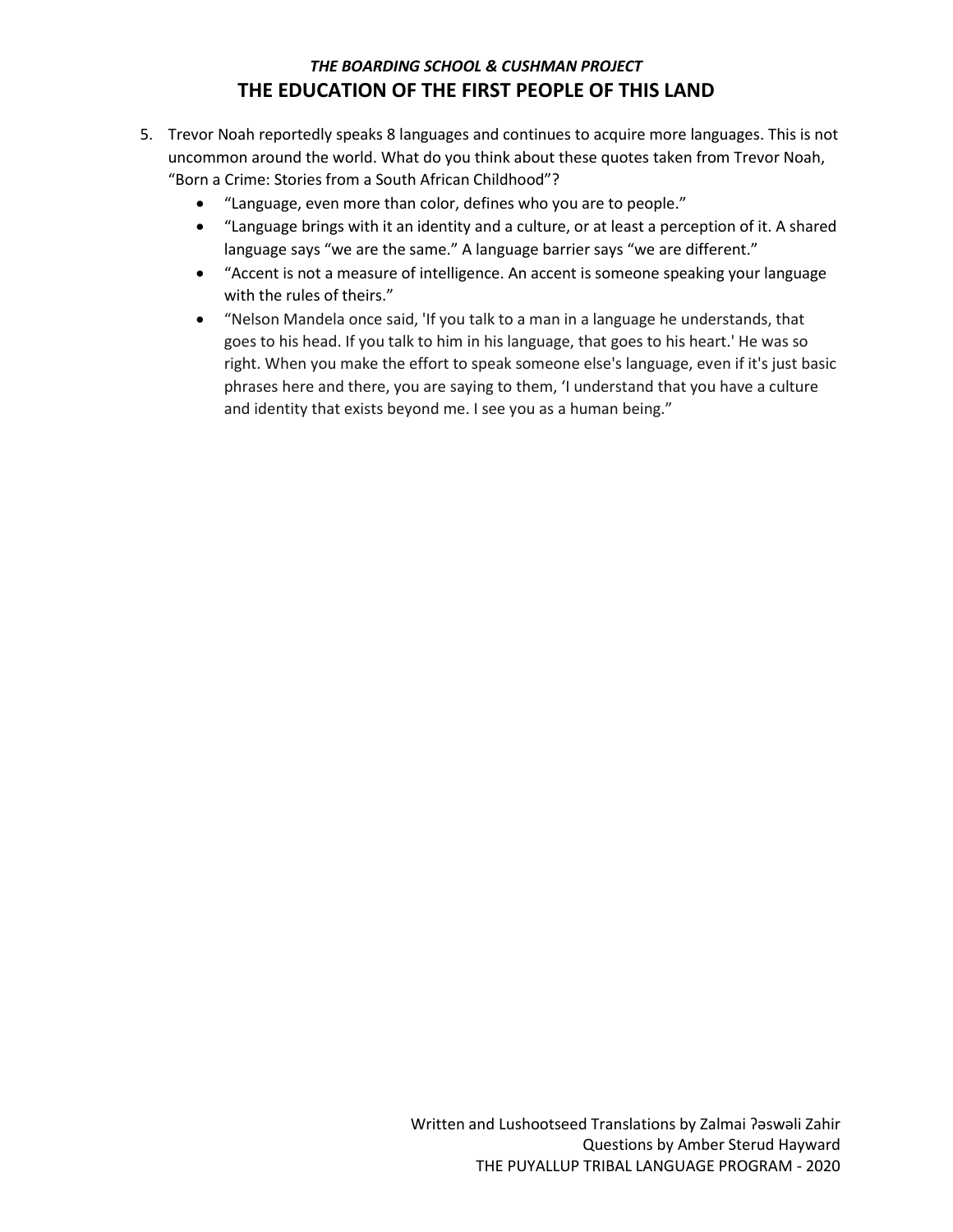5. Trevor Noah reportedly speaks 8 languages and continues to acquire more languages. This is not uncommon around the world. What do you think about these quotes taken from Trevor Noah, "Born a Crime: Stories from a South African Childhood"?
   - "Language, even more than color, defines who you are to people."
   - "Language brings with it an identity and a culture, or at least a perception of it. A shared language says "we are the same." A language barrier says "we are different."
   - "Accent is not a measure of intelligence. An accent is someone speaking your language with the rules of theirs."
   - "Nelson Mandela once said, 'If you talk to a man in a language he understands, that goes to his head. If you talk to him in his language, that goes to his heart.' He was so right. When you make the effort to speak someone else's language, even if it's just basic phrases here and there, you are saying to them, 'I understand that you have a culture and identity that exists beyond me. I see you as a human being."